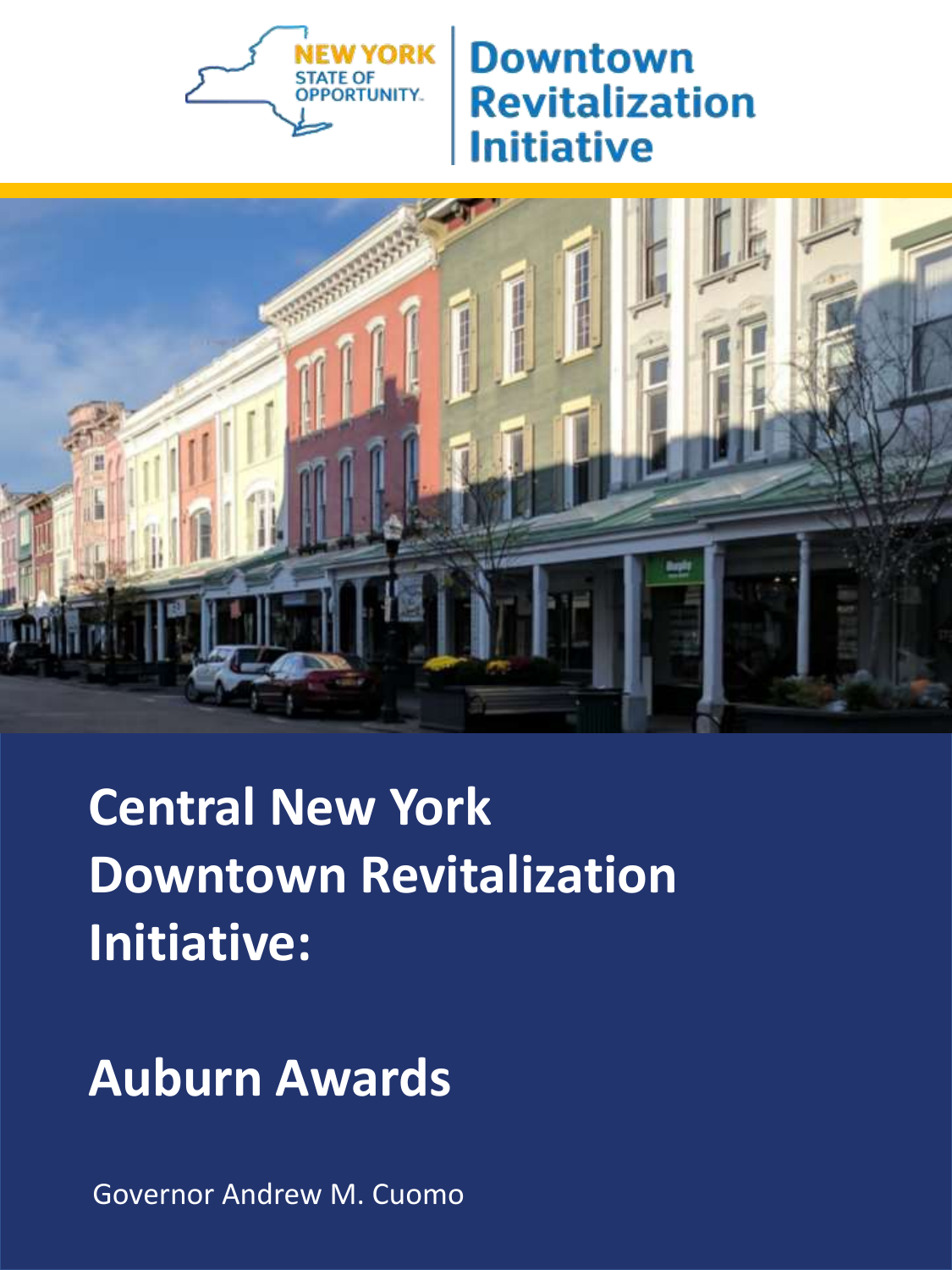NEW YORK STATE OF OPPORTUNITY.

Downtown Revitalization Initiative

# Central New York Downtown Revitalization Initiative:

# Auburn Awards

Governor Andrew M. Cuomo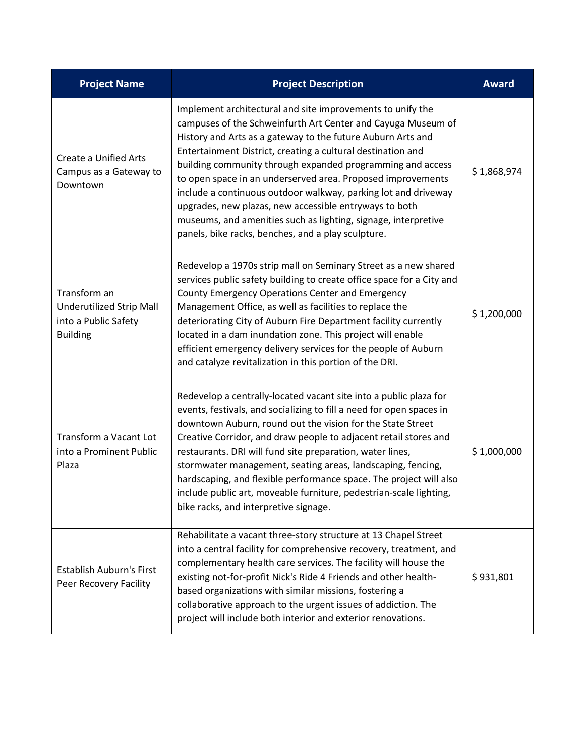| Project Name | Project Description | Award |
| --- | --- | --- |
| Create a Unified Arts Campus as a Gateway to Downtown | Implement architectural and site improvements to unify the campuses of the Schweinfurth Art Center and Cayuga Museum of History and Arts as a gateway to the future Auburn Arts and Entertainment District, creating a cultural destination and building community through expanded programming and access to open space in an underserved area. Proposed improvements include a continuous outdoor walkway, parking lot and driveway upgrades, new plazas, new accessible entryways to both museums, and amenities such as lighting, signage, interpretive panels, bike racks, benches, and a play sculpture. | $ 1,868,974 |
| Transform an Underutilized Strip Mall into a Public Safety Building | Redevelop a 1970s strip mall on Seminary Street as a new shared services public safety building to create office space for a City and County Emergency Operations Center and Emergency Management Office, as well as facilities to replace the deteriorating City of Auburn Fire Department facility currently located in a dam inundation zone. This project will enable efficient emergency delivery services for the people of Auburn and catalyze revitalization in this portion of the DRI. | $ 1,200,000 |
| Transform a Vacant Lot into a Prominent Public Plaza | Redevelop a centrally-located vacant site into a public plaza for events, festivals, and socializing to fill a need for open spaces in downtown Auburn, round out the vision for the State Street Creative Corridor, and draw people to adjacent retail stores and restaurants. DRI will fund site preparation, water lines, stormwater management, seating areas, landscaping, fencing, hardscaping, and flexible performance space. The project will also include public art, moveable furniture, pedestrian-scale lighting, bike racks, and interpretive signage. | $ 1,000,000 |
| Establish Auburn's First Peer Recovery Facility | Rehabilitate a vacant three-story structure at 13 Chapel Street into a central facility for comprehensive recovery, treatment, and complementary health care services. The facility will house the existing not-for-profit Nick's Ride 4 Friends and other health-based organizations with similar missions, fostering a collaborative approach to the urgent issues of addiction. The project will include both interior and exterior renovations. | $ 931,801 |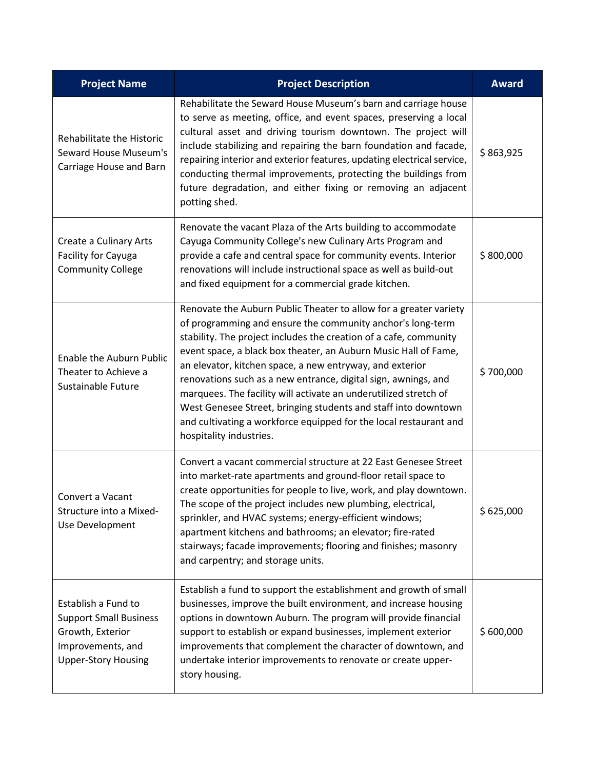| Project Name | Project Description | Award |
| --- | --- | --- |
| Rehabilitate the Historic Seward House Museum's Carriage House and Barn | Rehabilitate the Seward House Museum's barn and carriage house to serve as meeting, office, and event spaces, preserving a local cultural asset and driving tourism downtown. The project will include stabilizing and repairing the barn foundation and facade, repairing interior and exterior features, updating electrical service, conducting thermal improvements, protecting the buildings from future degradation, and either fixing or removing an adjacent potting shed. | $ 863,925 |
| Create a Culinary Arts Facility for Cayuga Community College | Renovate the vacant Plaza of the Arts building to accommodate Cayuga Community College's new Culinary Arts Program and provide a cafe and central space for community events. Interior renovations will include instructional space as well as build-out and fixed equipment for a commercial grade kitchen. | $ 800,000 |
| Enable the Auburn Public Theater to Achieve a Sustainable Future | Renovate the Auburn Public Theater to allow for a greater variety of programming and ensure the community anchor's long-term stability. The project includes the creation of a cafe, community event space, a black box theater, an Auburn Music Hall of Fame, an elevator, kitchen space, a new entryway, and exterior renovations such as a new entrance, digital sign, awnings, and marquees. The facility will activate an underutilized stretch of West Genesee Street, bringing students and staff into downtown and cultivating a workforce equipped for the local restaurant and hospitality industries. | $ 700,000 |
| Convert a Vacant Structure into a Mixed-Use Development | Convert a vacant commercial structure at 22 East Genesee Street into market-rate apartments and ground-floor retail space to create opportunities for people to live, work, and play downtown. The scope of the project includes new plumbing, electrical, sprinkler, and HVAC systems; energy-efficient windows; apartment kitchens and bathrooms; an elevator; fire-rated stairways; facade improvements; flooring and finishes; masonry and carpentry; and storage units. | $ 625,000 |
| Establish a Fund to Support Small Business Growth, Exterior Improvements, and Upper-Story Housing | Establish a fund to support the establishment and growth of small businesses, improve the built environment, and increase housing options in downtown Auburn. The program will provide financial support to establish or expand businesses, implement exterior improvements that complement the character of downtown, and undertake interior improvements to renovate or create upper-story housing. | $ 600,000 |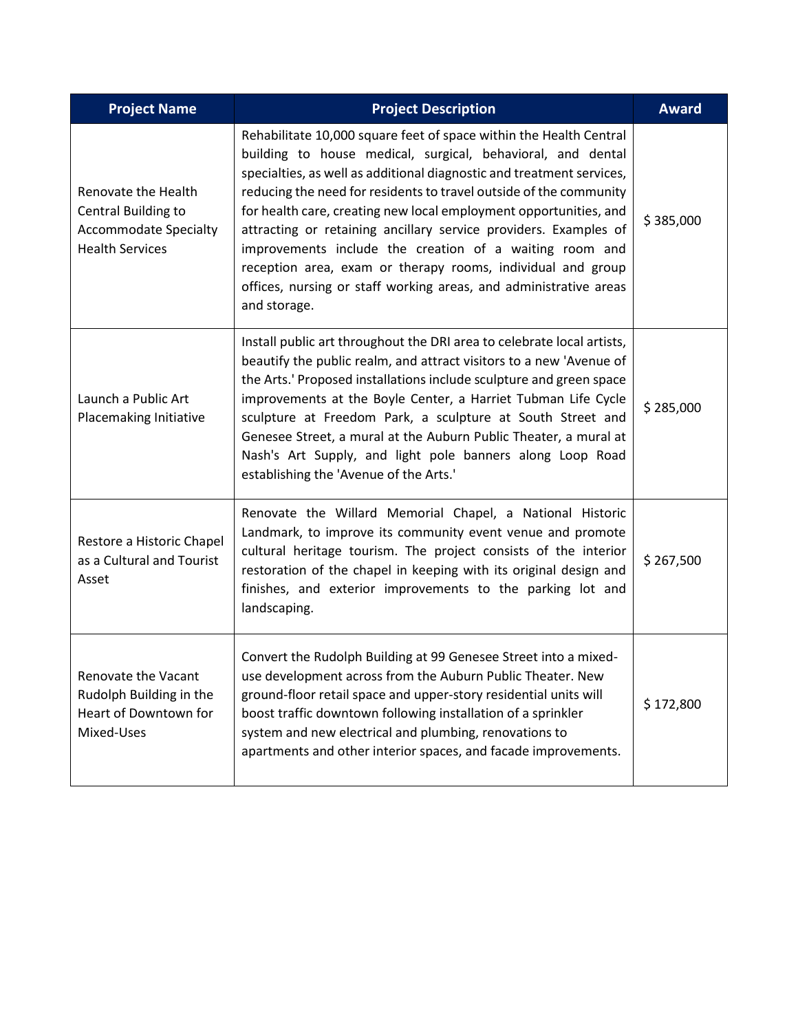| Project Name | Project Description | Award |
| --- | --- | --- |
| Renovate the Health Central Building to Accommodate Specialty Health Services | Rehabilitate 10,000 square feet of space within the Health Central building to house medical, surgical, behavioral, and dental specialties, as well as additional diagnostic and treatment services, reducing the need for residents to travel outside of the community for health care, creating new local employment opportunities, and attracting or retaining ancillary service providers. Examples of improvements include the creation of a waiting room and reception area, exam or therapy rooms, individual and group offices, nursing or staff working areas, and administrative areas and storage. | $ 385,000 |
| Launch a Public Art Placemaking Initiative | Install public art throughout the DRI area to celebrate local artists, beautify the public realm, and attract visitors to a new 'Avenue of the Arts.' Proposed installations include sculpture and green space improvements at the Boyle Center, a Harriet Tubman Life Cycle sculpture at Freedom Park, a sculpture at South Street and Genesee Street, a mural at the Auburn Public Theater, a mural at Nash's Art Supply, and light pole banners along Loop Road establishing the 'Avenue of the Arts.' | $ 285,000 |
| Restore a Historic Chapel as a Cultural and Tourist Asset | Renovate the Willard Memorial Chapel, a National Historic Landmark, to improve its community event venue and promote cultural heritage tourism. The project consists of the interior restoration of the chapel in keeping with its original design and finishes, and exterior improvements to the parking lot and landscaping. | $ 267,500 |
| Renovate the Vacant Rudolph Building in the Heart of Downtown for Mixed-Uses | Convert the Rudolph Building at 99 Genesee Street into a mixed-use development across from the Auburn Public Theater. New ground-floor retail space and upper-story residential units will boost traffic downtown following installation of a sprinkler system and new electrical and plumbing, renovations to apartments and other interior spaces, and facade improvements. | $ 172,800 |